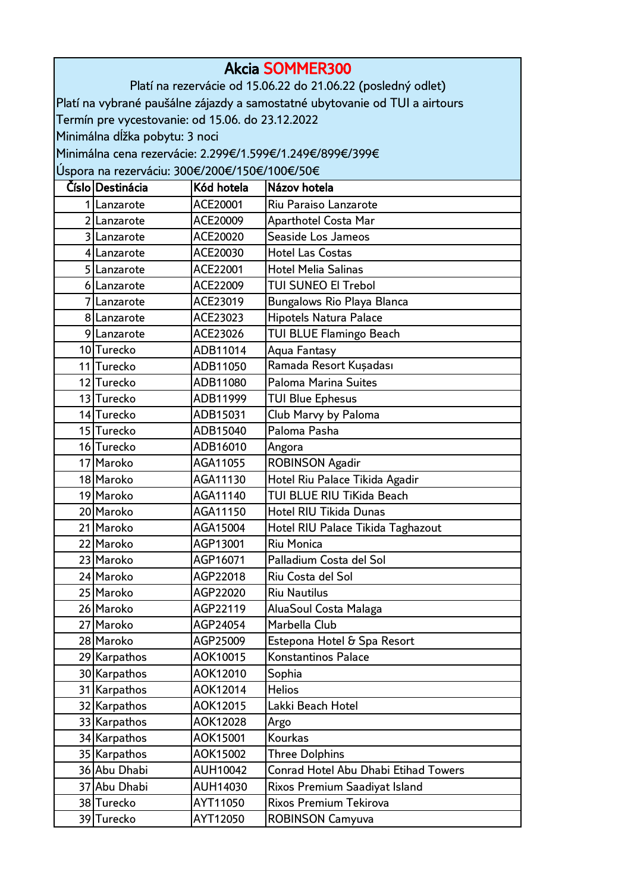# Akcia SOMMER300

Platí na rezervácie od 15.06.22 do 21.06.22 (posledný odlet)

Platí na vybrané paušálne zájazdy a samostatné ubytovanie od TUI a airtours

Termín pre vycestovanie: od 15.06. do 23.12.2022

Minimálna dĺžka pobytu: 3 noci

Minimálna cena rezervácie: 2.299€/1.599€/1.249€/899€/399€

Úspora na rezerváciu: 300€/200€/150€/100€/50€

| Číslo | Destinácia | Kód hotela | Názov hotela |
|---|---|---|---|
| 1 | Lanzarote | ACE20001 | Riu Paraiso Lanzarote |
| 2 | Lanzarote | ACE20009 | Aparthotel Costa Mar |
| 3 | Lanzarote | ACE20020 | Seaside Los Jameos |
| 4 | Lanzarote | ACE20030 | Hotel Las Costas |
| 5 | Lanzarote | ACE22001 | Hotel Melia Salinas |
| 6 | Lanzarote | ACE22009 | TUI SUNEO El Trebol |
| 7 | Lanzarote | ACE23019 | Bungalows Rio Playa Blanca |
| 8 | Lanzarote | ACE23023 | Hipotels Natura Palace |
| 9 | Lanzarote | ACE23026 | TUI BLUE Flamingo Beach |
| 10 | Turecko | ADB11014 | Aqua Fantasy |
| 11 | Turecko | ADB11050 | Ramada Resort Kuşadası |
| 12 | Turecko | ADB11080 | Paloma Marina Suites |
| 13 | Turecko | ADB11999 | TUI Blue Ephesus |
| 14 | Turecko | ADB15031 | Club Marvy by Paloma |
| 15 | Turecko | ADB15040 | Paloma Pasha |
| 16 | Turecko | ADB16010 | Angora |
| 17 | Maroko | AGA11055 | ROBINSON Agadir |
| 18 | Maroko | AGA11130 | Hotel Riu Palace Tikida Agadir |
| 19 | Maroko | AGA11140 | TUI BLUE RIU TiKida Beach |
| 20 | Maroko | AGA11150 | Hotel RIU Tikida Dunas |
| 21 | Maroko | AGA15004 | Hotel RIU Palace Tikida Taghazout |
| 22 | Maroko | AGP13001 | Riu Monica |
| 23 | Maroko | AGP16071 | Palladium Costa del Sol |
| 24 | Maroko | AGP22018 | Riu Costa del Sol |
| 25 | Maroko | AGP22020 | Riu Nautilus |
| 26 | Maroko | AGP22119 | AluaSoul Costa Malaga |
| 27 | Maroko | AGP24054 | Marbella Club |
| 28 | Maroko | AGP25009 | Estepona Hotel & Spa Resort |
| 29 | Karpathos | AOK10015 | Konstantinos Palace |
| 30 | Karpathos | AOK12010 | Sophia |
| 31 | Karpathos | AOK12014 | Helios |
| 32 | Karpathos | AOK12015 | Lakki Beach Hotel |
| 33 | Karpathos | AOK12028 | Argo |
| 34 | Karpathos | AOK15001 | Kourkas |
| 35 | Karpathos | AOK15002 | Three Dolphins |
| 36 | Abu Dhabi | AUH10042 | Conrad Hotel Abu Dhabi Etihad Towers |
| 37 | Abu Dhabi | AUH14030 | Rixos Premium Saadiyat Island |
| 38 | Turecko | AYT11050 | Rixos Premium Tekirova |
| 39 | Turecko | AYT12050 | ROBINSON Camyuva |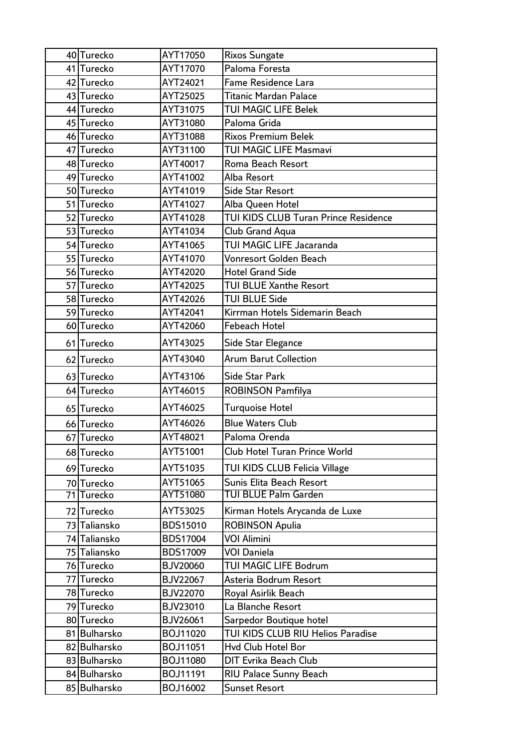| 40 | Turecko | AYT17050 | Rixos Sungate |
|---|---|---|---|
| 41 | Turecko | AYT17070 | Paloma Foresta |
| 42 | Turecko | AYT24021 | Fame Residence Lara |
| 43 | Turecko | AYT25025 | Titanic Mardan Palace |
| 44 | Turecko | AYT31075 | TUI MAGIC LIFE Belek |
| 45 | Turecko | AYT31080 | Paloma Grida |
| 46 | Turecko | AYT31088 | Rixos Premium Belek |
| 47 | Turecko | AYT31100 | TUI MAGIC LIFE Masmavi |
| 48 | Turecko | AYT40017 | Roma Beach Resort |
| 49 | Turecko | AYT41002 | Alba Resort |
| 50 | Turecko | AYT41019 | Side Star Resort |
| 51 | Turecko | AYT41027 | Alba Queen Hotel |
| 52 | Turecko | AYT41028 | TUI KIDS CLUB Turan Prince Residence |
| 53 | Turecko | AYT41034 | Club Grand Aqua |
| 54 | Turecko | AYT41065 | TUI MAGIC LIFE Jacaranda |
| 55 | Turecko | AYT41070 | Vonresort Golden Beach |
| 56 | Turecko | AYT42020 | Hotel Grand Side |
| 57 | Turecko | AYT42025 | TUI BLUE Xanthe Resort |
| 58 | Turecko | AYT42026 | TUI BLUE Side |
| 59 | Turecko | AYT42041 | Kirrman Hotels Sidemarin Beach |
| 60 | Turecko | AYT42060 | Febeach Hotel |
| 61 | Turecko | AYT43025 | Side Star Elegance |
| 62 | Turecko | AYT43040 | Arum Barut Collection |
| 63 | Turecko | AYT43106 | Side Star Park |
| 64 | Turecko | AYT46015 | ROBINSON Pamfilya |
| 65 | Turecko | AYT46025 | Turquoise Hotel |
| 66 | Turecko | AYT46026 | Blue Waters Club |
| 67 | Turecko | AYT48021 | Paloma Orenda |
| 68 | Turecko | AYT51001 | Club Hotel Turan Prince World |
| 69 | Turecko | AYT51035 | TUI KIDS CLUB Felicia Village |
| 70 | Turecko | AYT51065 | Sunis Elita Beach Resort |
| 71 | Turecko | AYT51080 | TUI BLUE Palm Garden |
| 72 | Turecko | AYT53025 | Kirman Hotels Arycanda de Luxe |
| 73 | Taliansko | BDS15010 | ROBINSON Apulia |
| 74 | Taliansko | BDS17004 | VOI Alimini |
| 75 | Taliansko | BDS17009 | VOI Daniela |
| 76 | Turecko | BJV20060 | TUI MAGIC LIFE Bodrum |
| 77 | Turecko | BJV22067 | Asteria Bodrum Resort |
| 78 | Turecko | BJV22070 | Royal Asirlik Beach |
| 79 | Turecko | BJV23010 | La Blanche Resort |
| 80 | Turecko | BJV26061 | Sarpedor Boutique hotel |
| 81 | Bulharsko | BOJ11020 | TUI KIDS CLUB RIU Helios Paradise |
| 82 | Bulharsko | BOJ11051 | Hvd Club Hotel Bor |
| 83 | Bulharsko | BOJ11080 | DIT Evrika Beach Club |
| 84 | Bulharsko | BOJ11191 | RIU Palace Sunny Beach |
| 85 | Bulharsko | BOJ16002 | Sunset Resort |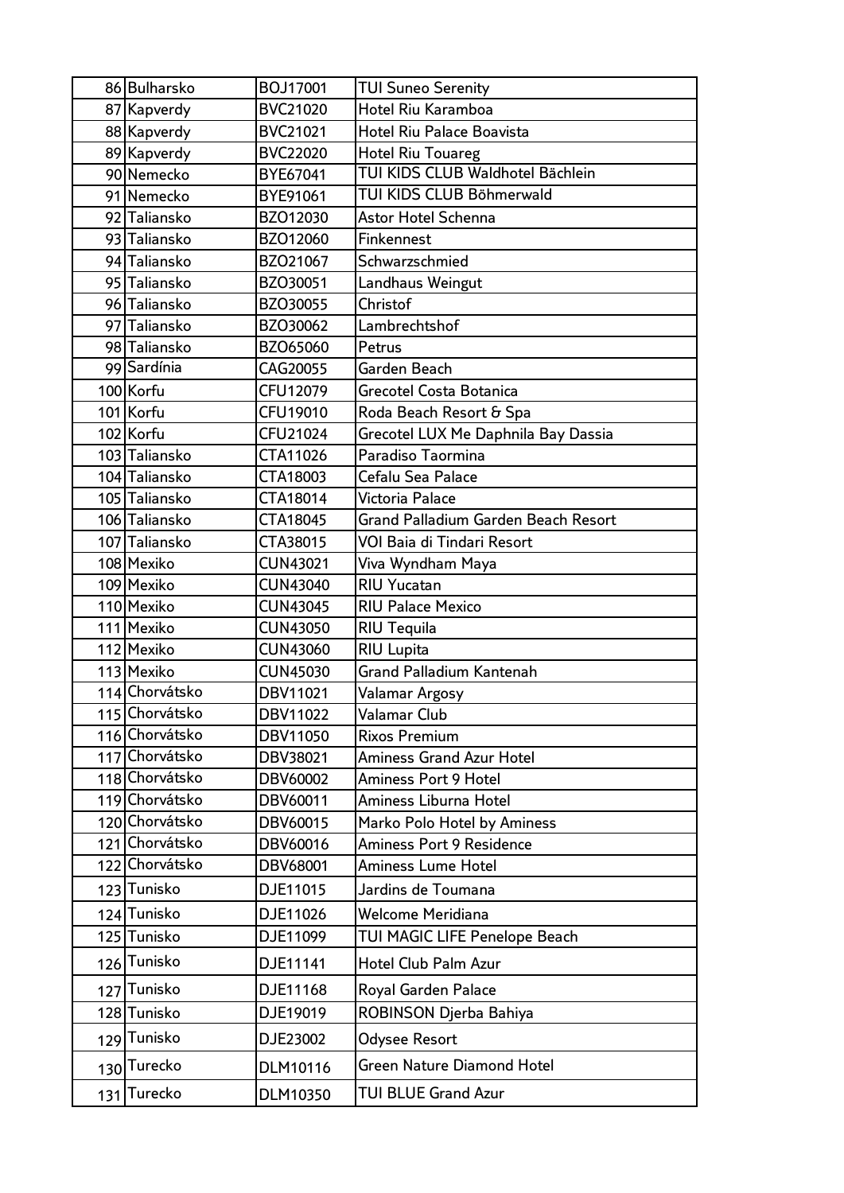| | | | |
|---|---|---|---|
| 86 | Bulharsko | BOJ17001 | TUI Suneo Serenity |
| 87 | Kapverdy | BVC21020 | Hotel Riu Karamboa |
| 88 | Kapverdy | BVC21021 | Hotel Riu Palace Boavista |
| 89 | Kapverdy | BVC22020 | Hotel Riu Touareg |
| 90 | Nemecko | BYE67041 | TUI KIDS CLUB Waldhotel Bächlein |
| 91 | Nemecko | BYE91061 | TUI KIDS CLUB Böhmerwald |
| 92 | Taliansko | BZO12030 | Astor Hotel Schenna |
| 93 | Taliansko | BZO12060 | Finkennest |
| 94 | Taliansko | BZO21067 | Schwarzschmied |
| 95 | Taliansko | BZO30051 | Landhaus Weingut |
| 96 | Taliansko | BZO30055 | Christof |
| 97 | Taliansko | BZO30062 | Lambrechtshof |
| 98 | Taliansko | BZO65060 | Petrus |
| 99 | Sardínia | CAG20055 | Garden Beach |
| 100 | Korfu | CFU12079 | Grecotel Costa Botanica |
| 101 | Korfu | CFU19010 | Roda Beach Resort & Spa |
| 102 | Korfu | CFU21024 | Grecotel LUX Me Daphnila Bay Dassia |
| 103 | Taliansko | CTA11026 | Paradiso Taormina |
| 104 | Taliansko | CTA18003 | Cefalu Sea Palace |
| 105 | Taliansko | CTA18014 | Victoria Palace |
| 106 | Taliansko | CTA18045 | Grand Palladium Garden Beach Resort |
| 107 | Taliansko | CTA38015 | VOI Baia di Tindari Resort |
| 108 | Mexiko | CUN43021 | Viva Wyndham Maya |
| 109 | Mexiko | CUN43040 | RIU Yucatan |
| 110 | Mexiko | CUN43045 | RIU Palace Mexico |
| 111 | Mexiko | CUN43050 | RIU Tequila |
| 112 | Mexiko | CUN43060 | RIU Lupita |
| 113 | Mexiko | CUN45030 | Grand Palladium Kantenah |
| 114 | Chorvátsko | DBV11021 | Valamar Argosy |
| 115 | Chorvátsko | DBV11022 | Valamar Club |
| 116 | Chorvátsko | DBV11050 | Rixos Premium |
| 117 | Chorvátsko | DBV38021 | Aminess Grand Azur Hotel |
| 118 | Chorvátsko | DBV60002 | Aminess Port 9 Hotel |
| 119 | Chorvátsko | DBV60011 | Aminess Liburna Hotel |
| 120 | Chorvátsko | DBV60015 | Marko Polo Hotel by Aminess |
| 121 | Chorvátsko | DBV60016 | Aminess Port 9 Residence |
| 122 | Chorvátsko | DBV68001 | Aminess Lume Hotel |
| 123 | Tunisko | DJE11015 | Jardins de Toumana |
| 124 | Tunisko | DJE11026 | Welcome Meridiana |
| 125 | Tunisko | DJE11099 | TUI MAGIC LIFE Penelope Beach |
| 126 | Tunisko | DJE11141 | Hotel Club Palm Azur |
| 127 | Tunisko | DJE11168 | Royal Garden Palace |
| 128 | Tunisko | DJE19019 | ROBINSON Djerba Bahiya |
| 129 | Tunisko | DJE23002 | Odysee Resort |
| 130 | Turecko | DLM10116 | Green Nature Diamond Hotel |
| 131 | Turecko | DLM10350 | TUI BLUE Grand Azur |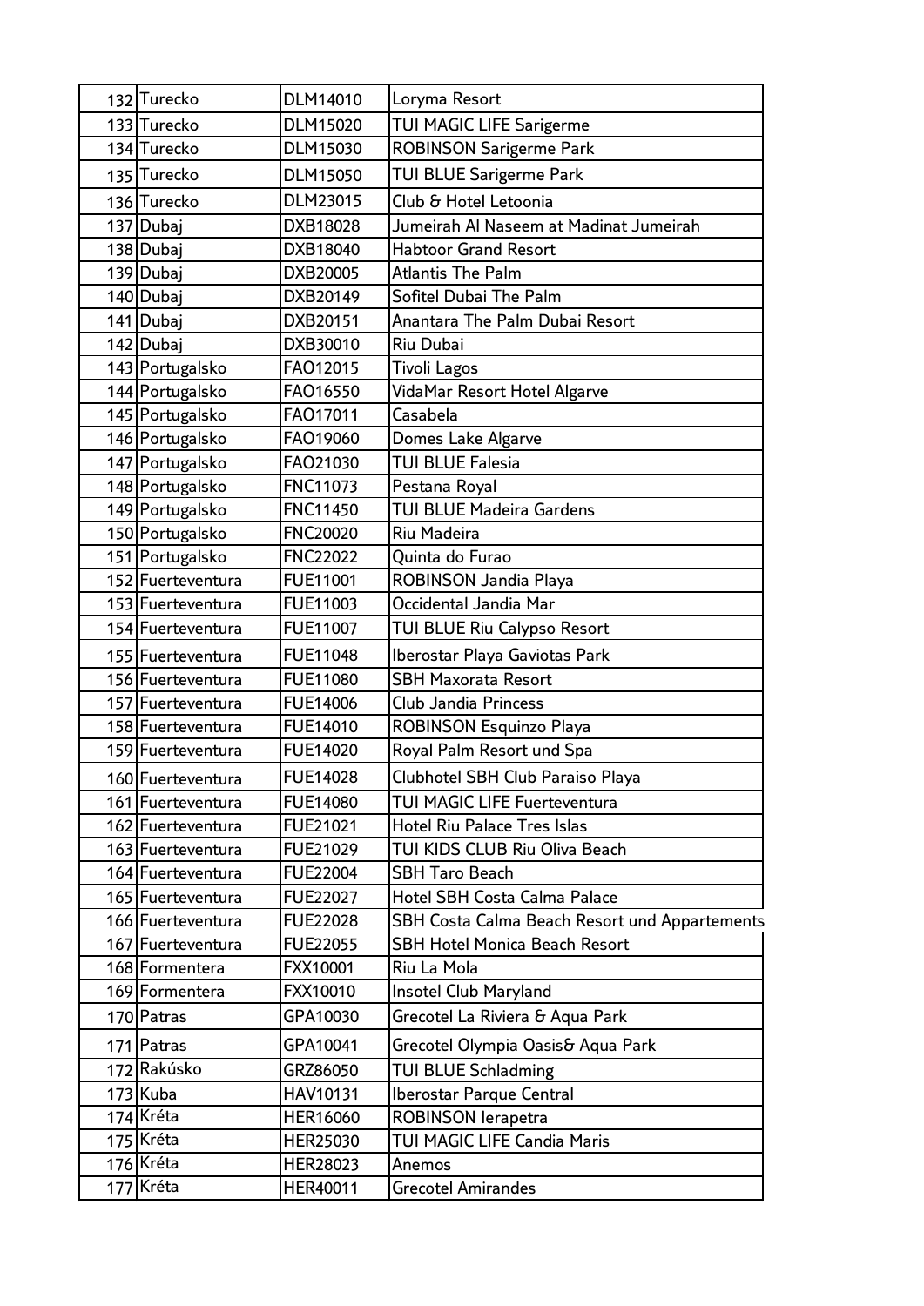| | | | |
|---|---|---|---|
| 132 | Turecko | DLM14010 | Loryma Resort |
| 133 | Turecko | DLM15020 | TUI MAGIC LIFE Sarigerme |
| 134 | Turecko | DLM15030 | ROBINSON Sarigerme Park |
| 135 | Turecko | DLM15050 | TUI BLUE Sarigerme Park |
| 136 | Turecko | DLM23015 | Club & Hotel Letoonia |
| 137 | Dubaj | DXB18028 | Jumeirah Al Naseem at Madinat Jumeirah |
| 138 | Dubaj | DXB18040 | Habtoor Grand Resort |
| 139 | Dubaj | DXB20005 | Atlantis The Palm |
| 140 | Dubaj | DXB20149 | Sofitel Dubai The Palm |
| 141 | Dubaj | DXB20151 | Anantara The Palm Dubai Resort |
| 142 | Dubaj | DXB30010 | Riu Dubai |
| 143 | Portugalsko | FAO12015 | Tivoli Lagos |
| 144 | Portugalsko | FAO16550 | VidaMar Resort Hotel Algarve |
| 145 | Portugalsko | FAO17011 | Casabela |
| 146 | Portugalsko | FAO19060 | Domes Lake Algarve |
| 147 | Portugalsko | FAO21030 | TUI BLUE Falesia |
| 148 | Portugalsko | FNC11073 | Pestana Royal |
| 149 | Portugalsko | FNC11450 | TUI BLUE Madeira Gardens |
| 150 | Portugalsko | FNC20020 | Riu Madeira |
| 151 | Portugalsko | FNC22022 | Quinta do Furao |
| 152 | Fuerteventura | FUE11001 | ROBINSON Jandia Playa |
| 153 | Fuerteventura | FUE11003 | Occidental Jandia Mar |
| 154 | Fuerteventura | FUE11007 | TUI BLUE Riu Calypso Resort |
| 155 | Fuerteventura | FUE11048 | Iberostar Playa Gaviotas Park |
| 156 | Fuerteventura | FUE11080 | SBH Maxorata Resort |
| 157 | Fuerteventura | FUE14006 | Club Jandia Princess |
| 158 | Fuerteventura | FUE14010 | ROBINSON Esquinzo Playa |
| 159 | Fuerteventura | FUE14020 | Royal Palm Resort und Spa |
| 160 | Fuerteventura | FUE14028 | Clubhotel SBH Club Paraiso Playa |
| 161 | Fuerteventura | FUE14080 | TUI MAGIC LIFE Fuerteventura |
| 162 | Fuerteventura | FUE21021 | Hotel Riu Palace Tres Islas |
| 163 | Fuerteventura | FUE21029 | TUI KIDS CLUB Riu Oliva Beach |
| 164 | Fuerteventura | FUE22004 | SBH Taro Beach |
| 165 | Fuerteventura | FUE22027 | Hotel SBH Costa Calma Palace |
| 166 | Fuerteventura | FUE22028 | SBH Costa Calma Beach Resort und Appartements |
| 167 | Fuerteventura | FUE22055 | SBH Hotel Monica Beach Resort |
| 168 | Formentera | FXX10001 | Riu La Mola |
| 169 | Formentera | FXX10010 | Insotel Club Maryland |
| 170 | Patras | GPA10030 | Grecotel La Riviera & Aqua Park |
| 171 | Patras | GPA10041 | Grecotel Olympia Oasis& Aqua Park |
| 172 | Rakúsko | GRZ86050 | TUI BLUE Schladming |
| 173 | Kuba | HAV10131 | Iberostar Parque Central |
| 174 | Kréta | HER16060 | ROBINSON Ierapetra |
| 175 | Kréta | HER25030 | TUI MAGIC LIFE Candia Maris |
| 176 | Kréta | HER28023 | Anemos |
| 177 | Kréta | HER40011 | Grecotel Amirandes |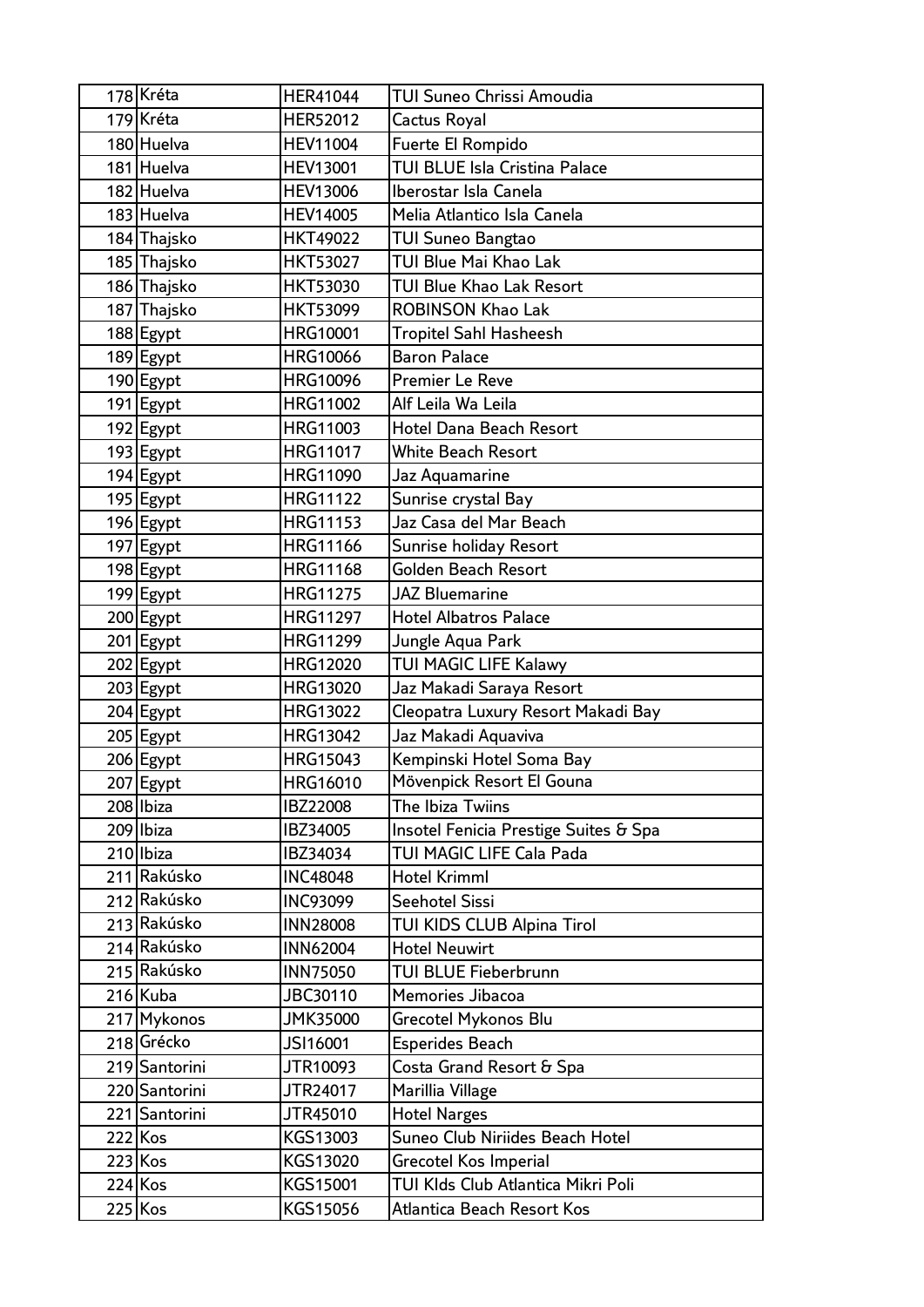| | | | |
|---|---|---|---|
| 178 | Kréta | HER41044 | TUI Suneo Chrissi Amoudia |
| 179 | Kréta | HER52012 | Cactus Royal |
| 180 | Huelva | HEV11004 | Fuerte El Rompido |
| 181 | Huelva | HEV13001 | TUI BLUE Isla Cristina Palace |
| 182 | Huelva | HEV13006 | Iberostar Isla Canela |
| 183 | Huelva | HEV14005 | Melia Atlantico Isla Canela |
| 184 | Thajsko | HKT49022 | TUI Suneo Bangtao |
| 185 | Thajsko | HKT53027 | TUI Blue Mai Khao Lak |
| 186 | Thajsko | HKT53030 | TUI Blue Khao Lak Resort |
| 187 | Thajsko | HKT53099 | ROBINSON Khao Lak |
| 188 | Egypt | HRG10001 | Tropitel Sahl Hasheesh |
| 189 | Egypt | HRG10066 | Baron Palace |
| 190 | Egypt | HRG10096 | Premier Le Reve |
| 191 | Egypt | HRG11002 | Alf Leila Wa Leila |
| 192 | Egypt | HRG11003 | Hotel Dana Beach Resort |
| 193 | Egypt | HRG11017 | White Beach Resort |
| 194 | Egypt | HRG11090 | Jaz Aquamarine |
| 195 | Egypt | HRG11122 | Sunrise crystal Bay |
| 196 | Egypt | HRG11153 | Jaz Casa del Mar Beach |
| 197 | Egypt | HRG11166 | Sunrise holiday Resort |
| 198 | Egypt | HRG11168 | Golden Beach Resort |
| 199 | Egypt | HRG11275 | JAZ Bluemarine |
| 200 | Egypt | HRG11297 | Hotel Albatros Palace |
| 201 | Egypt | HRG11299 | Jungle Aqua Park |
| 202 | Egypt | HRG12020 | TUI MAGIC LIFE Kalawy |
| 203 | Egypt | HRG13020 | Jaz Makadi Saraya Resort |
| 204 | Egypt | HRG13022 | Cleopatra Luxury Resort Makadi Bay |
| 205 | Egypt | HRG13042 | Jaz Makadi Aquaviva |
| 206 | Egypt | HRG15043 | Kempinski Hotel Soma Bay |
| 207 | Egypt | HRG16010 | Mövenpick Resort El Gouna |
| 208 | Ibiza | IBZ22008 | The Ibiza Twiins |
| 209 | Ibiza | IBZ34005 | Insotel Fenicia Prestige Suites & Spa |
| 210 | Ibiza | IBZ34034 | TUI MAGIC LIFE Cala Pada |
| 211 | Rakúsko | INC48048 | Hotel Krimml |
| 212 | Rakúsko | INC93099 | Seehotel Sissi |
| 213 | Rakúsko | INN28008 | TUI KIDS CLUB Alpina Tirol |
| 214 | Rakúsko | INN62004 | Hotel Neuwirt |
| 215 | Rakúsko | INN75050 | TUI BLUE Fieberbrunn |
| 216 | Kuba | JBC30110 | Memories Jibacoa |
| 217 | Mykonos | JMK35000 | Grecotel Mykonos Blu |
| 218 | Grécko | JSI16001 | Esperides Beach |
| 219 | Santorini | JTR10093 | Costa Grand Resort & Spa |
| 220 | Santorini | JTR24017 | Marillia Village |
| 221 | Santorini | JTR45010 | Hotel Narges |
| 222 | Kos | KGS13003 | Suneo Club Niriides Beach Hotel |
| 223 | Kos | KGS13020 | Grecotel Kos Imperial |
| 224 | Kos | KGS15001 | TUI KIds Club Atlantica Mikri Poli |
| 225 | Kos | KGS15056 | Atlantica Beach Resort Kos |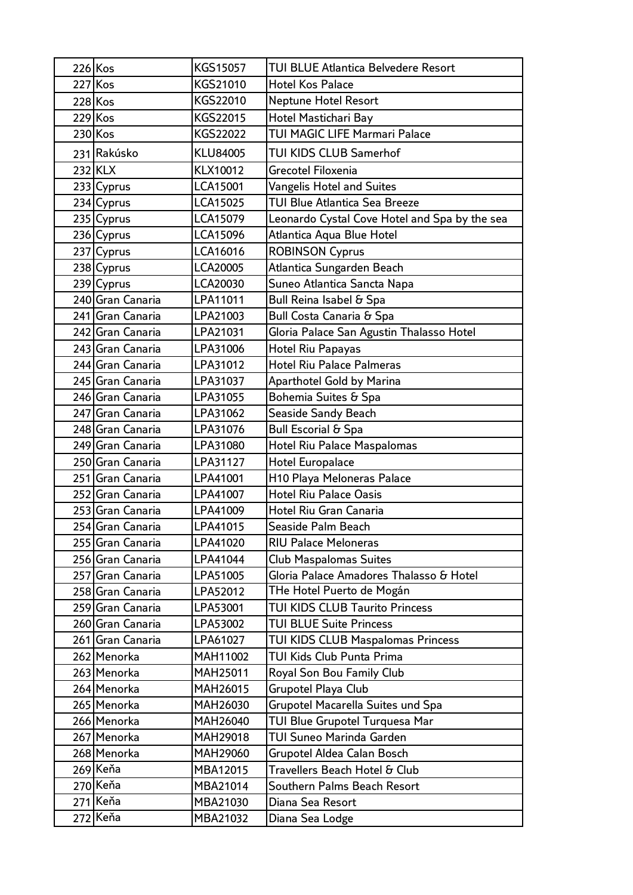| 226 | Kos | KGS15057 | TUI BLUE Atlantica Belvedere Resort |
|---|---|---|---|
| 227 | Kos | KGS21010 | Hotel Kos Palace |
| 228 | Kos | KGS22010 | Neptune Hotel Resort |
| 229 | Kos | KGS22015 | Hotel Mastichari Bay |
| 230 | Kos | KGS22022 | TUI MAGIC LIFE Marmari Palace |
| 231 | Rakúsko | KLU84005 | TUI KIDS CLUB Samerhof |
| 232 | KLX | KLX10012 | Grecotel Filoxenia |
| 233 | Cyprus | LCA15001 | Vangelis Hotel and Suites |
| 234 | Cyprus | LCA15025 | TUI Blue Atlantica Sea Breeze |
| 235 | Cyprus | LCA15079 | Leonardo Cystal Cove Hotel and Spa by the sea |
| 236 | Cyprus | LCA15096 | Atlantica Aqua Blue Hotel |
| 237 | Cyprus | LCA16016 | ROBINSON Cyprus |
| 238 | Cyprus | LCA20005 | Atlantica Sungarden Beach |
| 239 | Cyprus | LCA20030 | Suneo Atlantica Sancta Napa |
| 240 | Gran Canaria | LPA11011 | Bull Reina Isabel & Spa |
| 241 | Gran Canaria | LPA21003 | Bull Costa Canaria & Spa |
| 242 | Gran Canaria | LPA21031 | Gloria Palace San Agustin Thalasso Hotel |
| 243 | Gran Canaria | LPA31006 | Hotel Riu Papayas |
| 244 | Gran Canaria | LPA31012 | Hotel Riu Palace Palmeras |
| 245 | Gran Canaria | LPA31037 | Aparthotel Gold by Marina |
| 246 | Gran Canaria | LPA31055 | Bohemia Suites & Spa |
| 247 | Gran Canaria | LPA31062 | Seaside Sandy Beach |
| 248 | Gran Canaria | LPA31076 | Bull Escorial & Spa |
| 249 | Gran Canaria | LPA31080 | Hotel Riu Palace Maspalomas |
| 250 | Gran Canaria | LPA31127 | Hotel Europalace |
| 251 | Gran Canaria | LPA41001 | H10 Playa Meloneras Palace |
| 252 | Gran Canaria | LPA41007 | Hotel Riu Palace Oasis |
| 253 | Gran Canaria | LPA41009 | Hotel Riu Gran Canaria |
| 254 | Gran Canaria | LPA41015 | Seaside Palm Beach |
| 255 | Gran Canaria | LPA41020 | RIU Palace Meloneras |
| 256 | Gran Canaria | LPA41044 | Club Maspalomas Suites |
| 257 | Gran Canaria | LPA51005 | Gloria Palace Amadores Thalasso & Hotel |
| 258 | Gran Canaria | LPA52012 | THe Hotel Puerto de Mogán |
| 259 | Gran Canaria | LPA53001 | TUI KIDS CLUB Taurito Princess |
| 260 | Gran Canaria | LPA53002 | TUI BLUE Suite Princess |
| 261 | Gran Canaria | LPA61027 | TUI KIDS CLUB Maspalomas Princess |
| 262 | Menorka | MAH11002 | TUI Kids Club Punta Prima |
| 263 | Menorka | MAH25011 | Royal Son Bou Family Club |
| 264 | Menorka | MAH26015 | Grupotel Playa Club |
| 265 | Menorka | MAH26030 | Grupotel Macarella Suites und Spa |
| 266 | Menorka | MAH26040 | TUI Blue Grupotel Turquesa Mar |
| 267 | Menorka | MAH29018 | TUI Suneo Marinda Garden |
| 268 | Menorka | MAH29060 | Grupotel Aldea Calan Bosch |
| 269 | Keňa | MBA12015 | Travellers Beach Hotel & Club |
| 270 | Keňa | MBA21014 | Southern Palms Beach Resort |
| 271 | Keňa | MBA21030 | Diana Sea Resort |
| 272 | Keňa | MBA21032 | Diana Sea Lodge |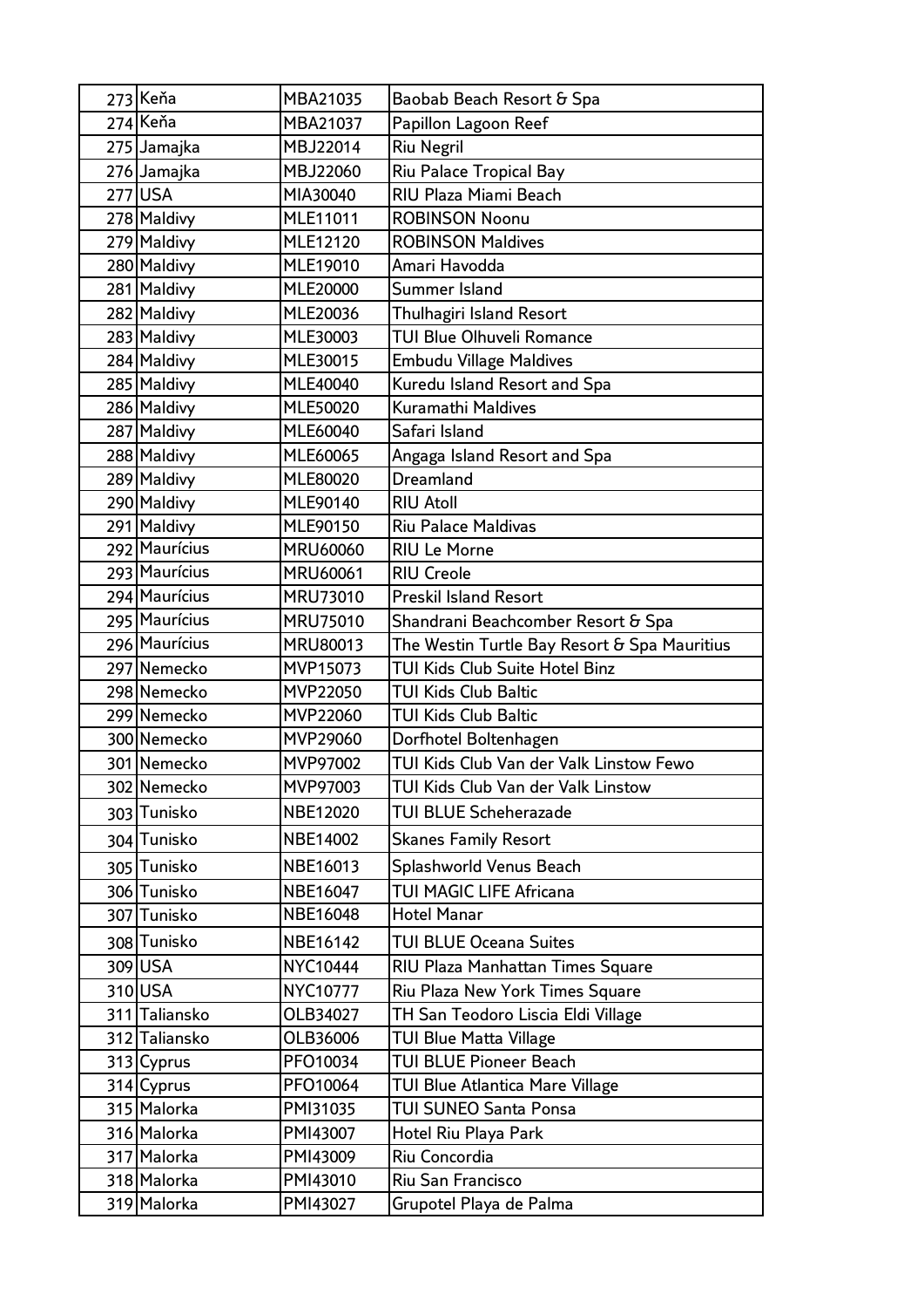| | | | |
|---|---|---|---|
| 273 | Keňa | MBA21035 | Baobab Beach Resort & Spa |
| 274 | Keňa | MBA21037 | Papillon Lagoon Reef |
| 275 | Jamajka | MBJ22014 | Riu Negril |
| 276 | Jamajka | MBJ22060 | Riu Palace Tropical Bay |
| 277 | USA | MIA30040 | RIU Plaza Miami Beach |
| 278 | Maldivy | MLE11011 | ROBINSON Noonu |
| 279 | Maldivy | MLE12120 | ROBINSON Maldives |
| 280 | Maldivy | MLE19010 | Amari Havodda |
| 281 | Maldivy | MLE20000 | Summer Island |
| 282 | Maldivy | MLE20036 | Thulhagiri Island Resort |
| 283 | Maldivy | MLE30003 | TUI Blue Olhuveli Romance |
| 284 | Maldivy | MLE30015 | Embudu Village Maldives |
| 285 | Maldivy | MLE40040 | Kuredu Island Resort and Spa |
| 286 | Maldivy | MLE50020 | Kuramathi Maldives |
| 287 | Maldivy | MLE60040 | Safari Island |
| 288 | Maldivy | MLE60065 | Angaga Island Resort and Spa |
| 289 | Maldivy | MLE80020 | Dreamland |
| 290 | Maldivy | MLE90140 | RIU Atoll |
| 291 | Maldivy | MLE90150 | Riu Palace Maldivas |
| 292 | Maurícius | MRU60060 | RIU Le Morne |
| 293 | Maurícius | MRU60061 | RIU Creole |
| 294 | Maurícius | MRU73010 | Preskil Island Resort |
| 295 | Maurícius | MRU75010 | Shandrani Beachcomber Resort & Spa |
| 296 | Maurícius | MRU80013 | The Westin Turtle Bay Resort & Spa Mauritius |
| 297 | Nemecko | MVP15073 | TUI Kids Club Suite Hotel Binz |
| 298 | Nemecko | MVP22050 | TUI Kids Club Baltic |
| 299 | Nemecko | MVP22060 | TUI Kids Club Baltic |
| 300 | Nemecko | MVP29060 | Dorfhotel Boltenhagen |
| 301 | Nemecko | MVP97002 | TUI Kids Club Van der Valk Linstow Fewo |
| 302 | Nemecko | MVP97003 | TUI Kids Club Van der Valk Linstow |
| 303 | Tunisko | NBE12020 | TUI BLUE Scheherazade |
| 304 | Tunisko | NBE14002 | Skanes Family Resort |
| 305 | Tunisko | NBE16013 | Splashworld Venus Beach |
| 306 | Tunisko | NBE16047 | TUI MAGIC LIFE Africana |
| 307 | Tunisko | NBE16048 | Hotel Manar |
| 308 | Tunisko | NBE16142 | TUI BLUE Oceana Suites |
| 309 | USA | NYC10444 | RIU Plaza Manhattan Times Square |
| 310 | USA | NYC10777 | Riu Plaza New York Times Square |
| 311 | Taliansko | OLB34027 | TH San Teodoro Liscia Eldi Village |
| 312 | Taliansko | OLB36006 | TUI Blue Matta Village |
| 313 | Cyprus | PFO10034 | TUI BLUE Pioneer Beach |
| 314 | Cyprus | PFO10064 | TUI Blue Atlantica Mare Village |
| 315 | Malorka | PMI31035 | TUI SUNEO Santa Ponsa |
| 316 | Malorka | PMI43007 | Hotel Riu Playa Park |
| 317 | Malorka | PMI43009 | Riu Concordia |
| 318 | Malorka | PMI43010 | Riu San Francisco |
| 319 | Malorka | PMI43027 | Grupotel Playa de Palma |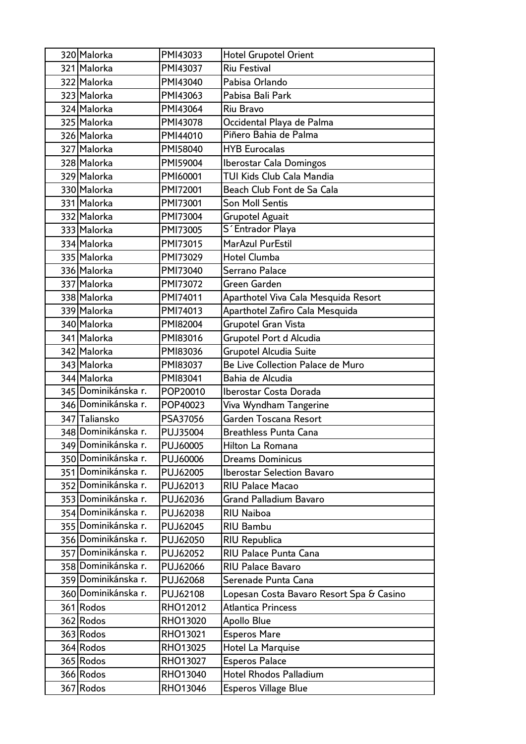| | | | |
|---|---|---|---|
| 320 | Malorka | PMI43033 | Hotel Grupotel Orient |
| 321 | Malorka | PMI43037 | Riu Festival |
| 322 | Malorka | PMI43040 | Pabisa Orlando |
| 323 | Malorka | PMI43063 | Pabisa Bali Park |
| 324 | Malorka | PMI43064 | Riu Bravo |
| 325 | Malorka | PMI43078 | Occidental Playa de Palma |
| 326 | Malorka | PMI44010 | Piñero Bahia de Palma |
| 327 | Malorka | PMI58040 | HYB Eurocalas |
| 328 | Malorka | PMI59004 | Iberostar Cala Domingos |
| 329 | Malorka | PMI60001 | TUI Kids Club Cala Mandia |
| 330 | Malorka | PMI72001 | Beach Club Font de Sa Cala |
| 331 | Malorka | PMI73001 | Son Moll Sentis |
| 332 | Malorka | PMI73004 | Grupotel Aguait |
| 333 | Malorka | PMI73005 | S´Entrador Playa |
| 334 | Malorka | PMI73015 | MarAzul PurEstil |
| 335 | Malorka | PMI73029 | Hotel Clumba |
| 336 | Malorka | PMI73040 | Serrano Palace |
| 337 | Malorka | PMI73072 | Green Garden |
| 338 | Malorka | PMI74011 | Aparthotel Viva Cala Mesquida Resort |
| 339 | Malorka | PMI74013 | Aparthotel Zafiro Cala Mesquida |
| 340 | Malorka | PMI82004 | Grupotel Gran Vista |
| 341 | Malorka | PMI83016 | Grupotel Port d Alcudia |
| 342 | Malorka | PMI83036 | Grupotel Alcudia Suite |
| 343 | Malorka | PMI83037 | Be Live Collection Palace de Muro |
| 344 | Malorka | PMI83041 | Bahia de Alcudia |
| 345 | Dominikánska r. | POP20010 | Iberostar Costa Dorada |
| 346 | Dominikánska r. | POP40023 | Viva Wyndham Tangerine |
| 347 | Taliansko | PSA37056 | Garden Toscana Resort |
| 348 | Dominikánska r. | PUJ35004 | Breathless Punta Cana |
| 349 | Dominikánska r. | PUJ60005 | Hilton La Romana |
| 350 | Dominikánska r. | PUJ60006 | Dreams Dominicus |
| 351 | Dominikánska r. | PUJ62005 | Iberostar Selection Bavaro |
| 352 | Dominikánska r. | PUJ62013 | RIU Palace Macao |
| 353 | Dominikánska r. | PUJ62036 | Grand Palladium Bavaro |
| 354 | Dominikánska r. | PUJ62038 | RIU Naiboa |
| 355 | Dominikánska r. | PUJ62045 | RIU Bambu |
| 356 | Dominikánska r. | PUJ62050 | RIU Republica |
| 357 | Dominikánska r. | PUJ62052 | RIU Palace Punta Cana |
| 358 | Dominikánska r. | PUJ62066 | RIU Palace Bavaro |
| 359 | Dominikánska r. | PUJ62068 | Serenade Punta Cana |
| 360 | Dominikánska r. | PUJ62108 | Lopesan Costa Bavaro Resort Spa & Casino |
| 361 | Rodos | RHO12012 | Atlantica Princess |
| 362 | Rodos | RHO13020 | Apollo Blue |
| 363 | Rodos | RHO13021 | Esperos Mare |
| 364 | Rodos | RHO13025 | Hotel La Marquise |
| 365 | Rodos | RHO13027 | Esperos Palace |
| 366 | Rodos | RHO13040 | Hotel Rhodos Palladium |
| 367 | Rodos | RHO13046 | Esperos Village Blue |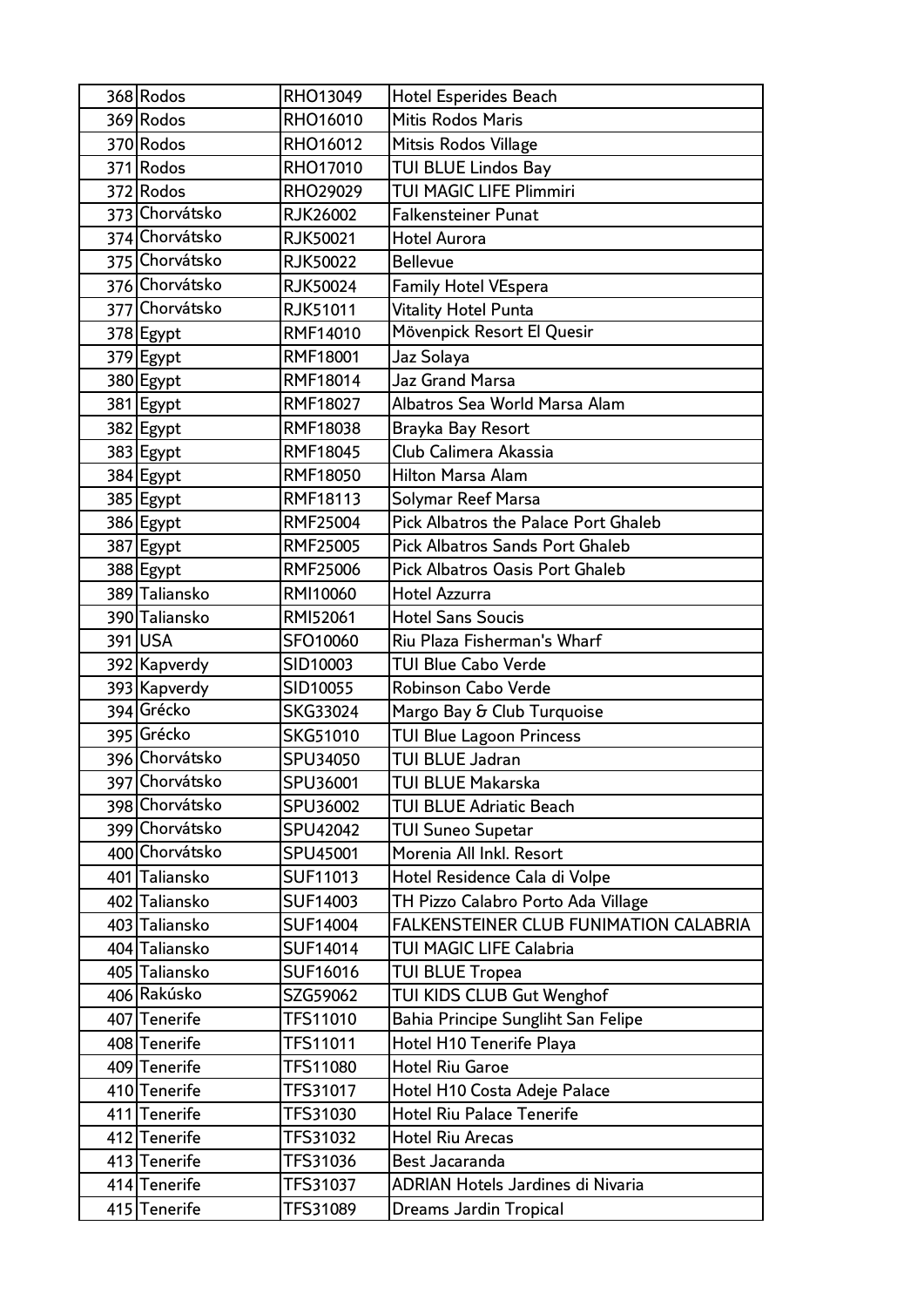| | | | |
|---|---|---|---|
| 368 | Rodos | RHO13049 | Hotel Esperides Beach |
| 369 | Rodos | RHO16010 | Mitis Rodos Maris |
| 370 | Rodos | RHO16012 | Mitsis Rodos Village |
| 371 | Rodos | RHO17010 | TUI BLUE Lindos Bay |
| 372 | Rodos | RHO29029 | TUI MAGIC LIFE Plimmiri |
| 373 | Chorvátsko | RJK26002 | Falkensteiner Punat |
| 374 | Chorvátsko | RJK50021 | Hotel Aurora |
| 375 | Chorvátsko | RJK50022 | Bellevue |
| 376 | Chorvátsko | RJK50024 | Family Hotel VEspera |
| 377 | Chorvátsko | RJK51011 | Vitality Hotel Punta |
| 378 | Egypt | RMF14010 | Mövenpick Resort El Quesir |
| 379 | Egypt | RMF18001 | Jaz Solaya |
| 380 | Egypt | RMF18014 | Jaz Grand Marsa |
| 381 | Egypt | RMF18027 | Albatros Sea World Marsa Alam |
| 382 | Egypt | RMF18038 | Brayka Bay Resort |
| 383 | Egypt | RMF18045 | Club Calimera Akassia |
| 384 | Egypt | RMF18050 | Hilton Marsa Alam |
| 385 | Egypt | RMF18113 | Solymar Reef Marsa |
| 386 | Egypt | RMF25004 | Pick Albatros the Palace Port Ghaleb |
| 387 | Egypt | RMF25005 | Pick Albatros Sands Port Ghaleb |
| 388 | Egypt | RMF25006 | Pick Albatros Oasis Port Ghaleb |
| 389 | Taliansko | RMI10060 | Hotel Azzurra |
| 390 | Taliansko | RMI52061 | Hotel Sans Soucis |
| 391 | USA | SFO10060 | Riu Plaza Fisherman's Wharf |
| 392 | Kapverdy | SID10003 | TUI Blue Cabo Verde |
| 393 | Kapverdy | SID10055 | Robinson Cabo Verde |
| 394 | Grécko | SKG33024 | Margo Bay & Club Turquoise |
| 395 | Grécko | SKG51010 | TUI Blue Lagoon Princess |
| 396 | Chorvátsko | SPU34050 | TUI BLUE Jadran |
| 397 | Chorvátsko | SPU36001 | TUI BLUE Makarska |
| 398 | Chorvátsko | SPU36002 | TUI BLUE Adriatic Beach |
| 399 | Chorvátsko | SPU42042 | TUI Suneo Supetar |
| 400 | Chorvátsko | SPU45001 | Morenia All Inkl. Resort |
| 401 | Taliansko | SUF11013 | Hotel Residence Cala di Volpe |
| 402 | Taliansko | SUF14003 | TH Pizzo Calabro Porto Ada Village |
| 403 | Taliansko | SUF14004 | FALKENSTEINER CLUB FUNIMATION CALABRIA |
| 404 | Taliansko | SUF14014 | TUI MAGIC LIFE Calabria |
| 405 | Taliansko | SUF16016 | TUI BLUE Tropea |
| 406 | Rakúsko | SZG59062 | TUI KIDS CLUB Gut Wenghof |
| 407 | Tenerife | TFS11010 | Bahia Principe Sungliht San Felipe |
| 408 | Tenerife | TFS11011 | Hotel H10 Tenerife Playa |
| 409 | Tenerife | TFS11080 | Hotel Riu Garoe |
| 410 | Tenerife | TFS31017 | Hotel H10 Costa Adeje Palace |
| 411 | Tenerife | TFS31030 | Hotel Riu Palace Tenerife |
| 412 | Tenerife | TFS31032 | Hotel Riu Arecas |
| 413 | Tenerife | TFS31036 | Best Jacaranda |
| 414 | Tenerife | TFS31037 | ADRIAN Hotels Jardines di Nivaria |
| 415 | Tenerife | TFS31089 | Dreams Jardin Tropical |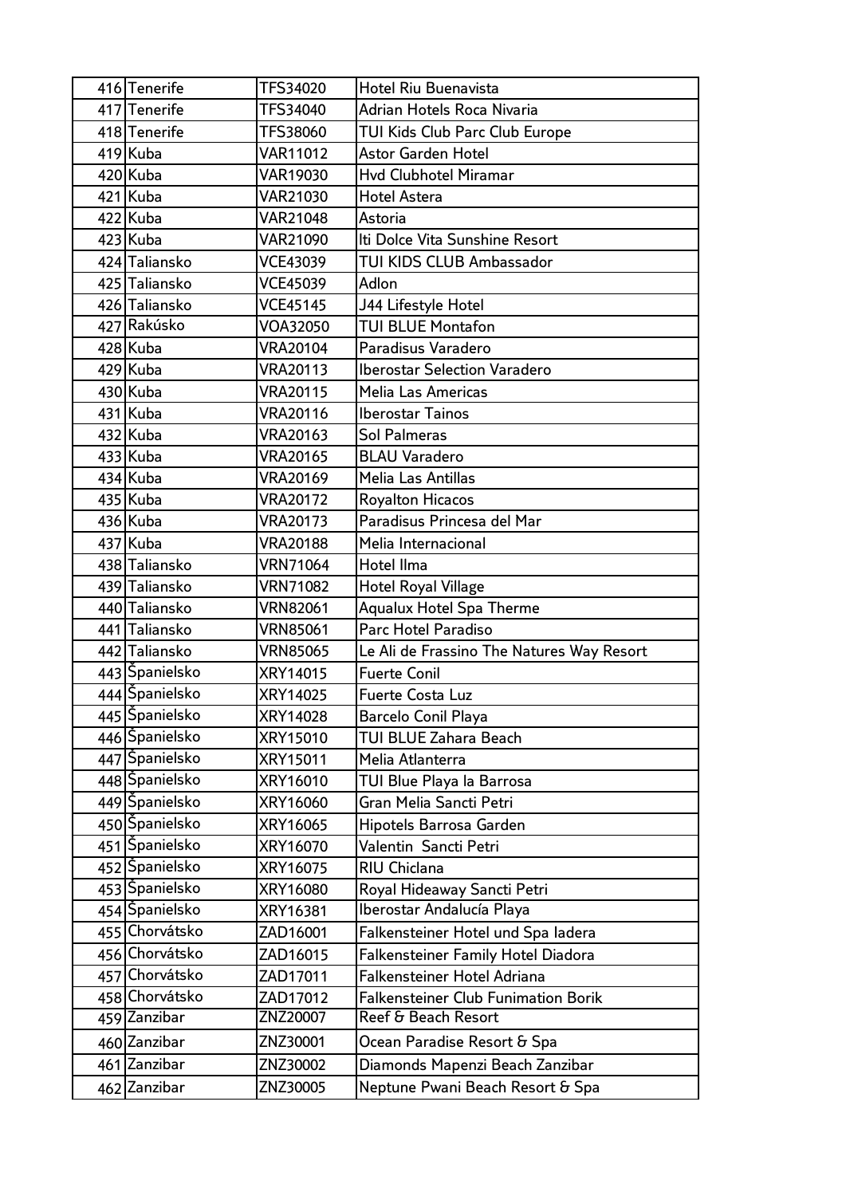| | | | |
|---|---|---|---|
| 416 | Tenerife | TFS34020 | Hotel Riu Buenavista |
| 417 | Tenerife | TFS34040 | Adrian Hotels Roca Nivaria |
| 418 | Tenerife | TFS38060 | TUI Kids Club Parc Club Europe |
| 419 | Kuba | VAR11012 | Astor Garden Hotel |
| 420 | Kuba | VAR19030 | Hvd Clubhotel Miramar |
| 421 | Kuba | VAR21030 | Hotel Astera |
| 422 | Kuba | VAR21048 | Astoria |
| 423 | Kuba | VAR21090 | Iti Dolce Vita Sunshine Resort |
| 424 | Taliansko | VCE43039 | TUI KIDS CLUB Ambassador |
| 425 | Taliansko | VCE45039 | Adlon |
| 426 | Taliansko | VCE45145 | J44 Lifestyle Hotel |
| 427 | Rakúsko | VOA32050 | TUI BLUE Montafon |
| 428 | Kuba | VRA20104 | Paradisus Varadero |
| 429 | Kuba | VRA20113 | Iberostar Selection Varadero |
| 430 | Kuba | VRA20115 | Melia Las Americas |
| 431 | Kuba | VRA20116 | Iberostar Tainos |
| 432 | Kuba | VRA20163 | Sol Palmeras |
| 433 | Kuba | VRA20165 | BLAU Varadero |
| 434 | Kuba | VRA20169 | Melia Las Antillas |
| 435 | Kuba | VRA20172 | Royalton Hicacos |
| 436 | Kuba | VRA20173 | Paradisus Princesa del Mar |
| 437 | Kuba | VRA20188 | Melia Internacional |
| 438 | Taliansko | VRN71064 | Hotel Ilma |
| 439 | Taliansko | VRN71082 | Hotel Royal Village |
| 440 | Taliansko | VRN82061 | Aqualux Hotel Spa Therme |
| 441 | Taliansko | VRN85061 | Parc Hotel Paradiso |
| 442 | Taliansko | VRN85065 | Le Ali de Frassino The Natures Way Resort |
| 443 | Španielsko | XRY14015 | Fuerte Conil |
| 444 | Španielsko | XRY14025 | Fuerte Costa Luz |
| 445 | Španielsko | XRY14028 | Barcelo Conil Playa |
| 446 | Španielsko | XRY15010 | TUI BLUE Zahara Beach |
| 447 | Španielsko | XRY15011 | Melia Atlanterra |
| 448 | Španielsko | XRY16010 | TUI Blue Playa la Barrosa |
| 449 | Španielsko | XRY16060 | Gran Melia Sancti Petri |
| 450 | Španielsko | XRY16065 | Hipotels Barrosa Garden |
| 451 | Španielsko | XRY16070 | Valentin Sancti Petri |
| 452 | Španielsko | XRY16075 | RIU Chiclana |
| 453 | Španielsko | XRY16080 | Royal Hideaway Sancti Petri |
| 454 | Španielsko | XRY16381 | Iberostar Andalucía Playa |
| 455 | Chorvátsko | ZAD16001 | Falkensteiner Hotel und Spa Iadera |
| 456 | Chorvátsko | ZAD16015 | Falkensteiner Family Hotel Diadora |
| 457 | Chorvátsko | ZAD17011 | Falkensteiner Hotel Adriana |
| 458 | Chorvátsko | ZAD17012 | Falkensteiner Club Funimation Borik |
| 459 | Zanzibar | ZNZ20007 | Reef & Beach Resort |
| 460 | Zanzibar | ZNZ30001 | Ocean Paradise Resort & Spa |
| 461 | Zanzibar | ZNZ30002 | Diamonds Mapenzi Beach Zanzibar |
| 462 | Zanzibar | ZNZ30005 | Neptune Pwani Beach Resort & Spa |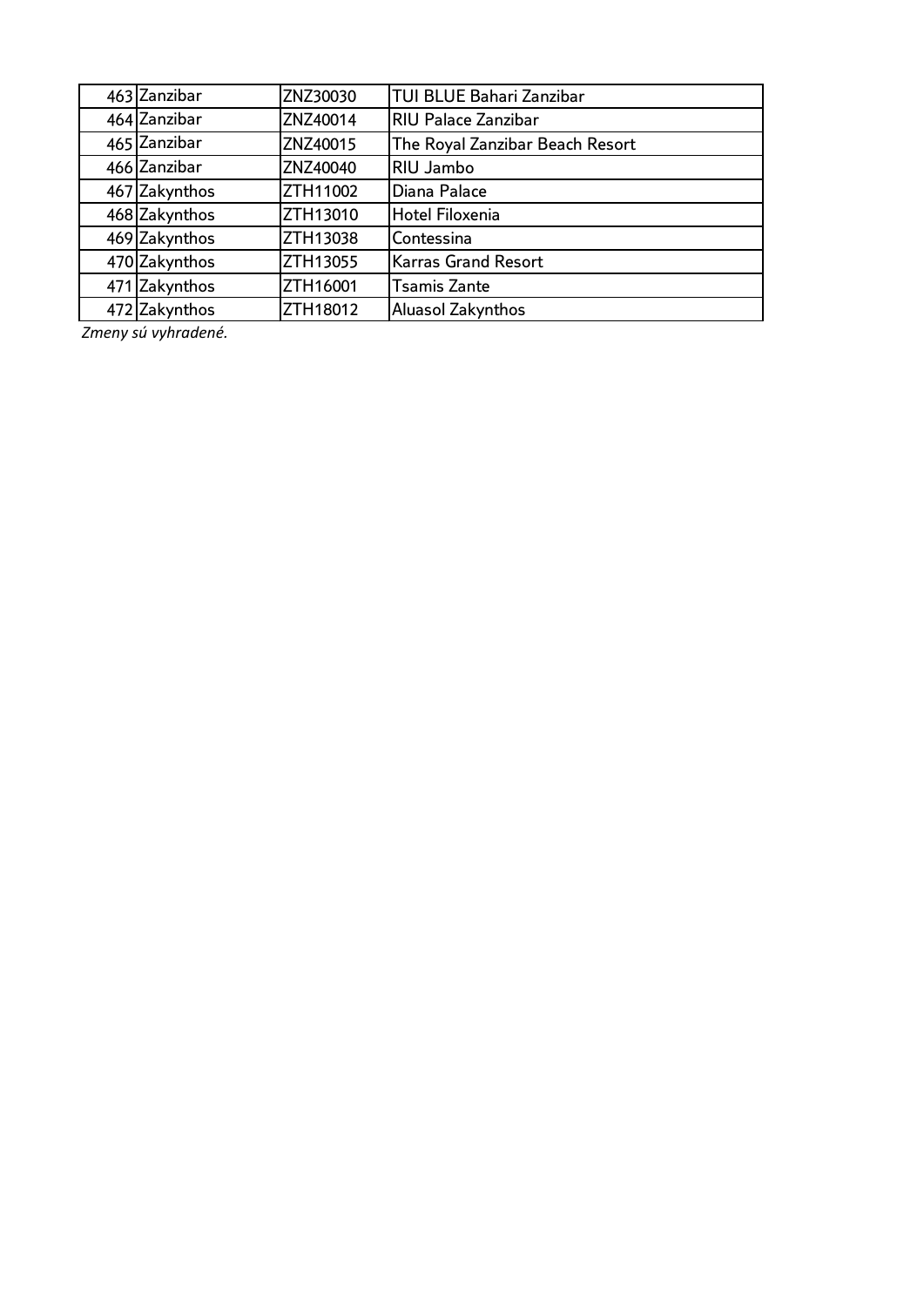| | | | |
|---|---|---|---|
| 463 | Zanzibar | ZNZ30030 | TUI BLUE Bahari Zanzibar |
| 464 | Zanzibar | ZNZ40014 | RIU Palace Zanzibar |
| 465 | Zanzibar | ZNZ40015 | The Royal Zanzibar Beach Resort |
| 466 | Zanzibar | ZNZ40040 | RIU Jambo |
| 467 | Zakynthos | ZTH11002 | Diana Palace |
| 468 | Zakynthos | ZTH13010 | Hotel Filoxenia |
| 469 | Zakynthos | ZTH13038 | Contessina |
| 470 | Zakynthos | ZTH13055 | Karras Grand Resort |
| 471 | Zakynthos | ZTH16001 | Tsamis Zante |
| 472 | Zakynthos | ZTH18012 | Aluasol Zakynthos |

*Zmeny sú vyhradené.*